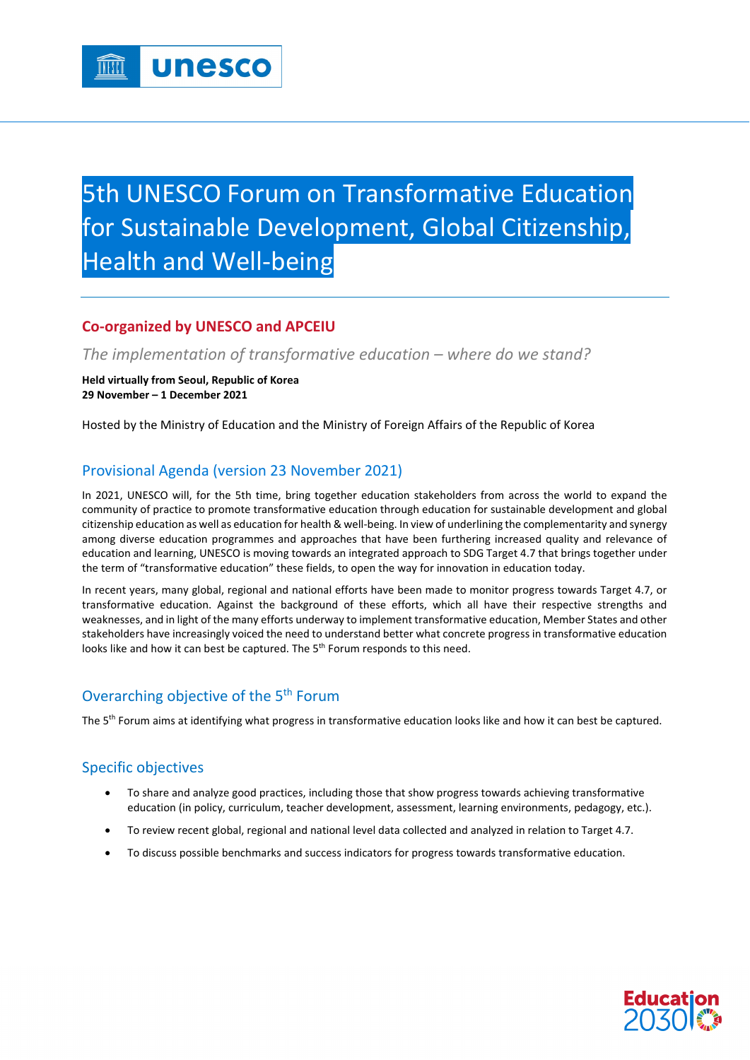# 5th UNESCO Forum on Transformative Education for Sustainable Development, Global Citizenship, Health and Well-being

## Co-organized by UNESCO and APCEIU

*The implementation of transformative education – where do we stand?*

**Held virtually from Seoul, Republic of Korea**
**29 November – 1 December 2021**

Hosted by the Ministry of Education and the Ministry of Foreign Affairs of the Republic of Korea

## Provisional Agenda (version 23 November 2021)

In 2021, UNESCO will, for the 5th time, bring together education stakeholders from across the world to expand the community of practice to promote transformative education through education for sustainable development and global citizenship education as well as education for health & well-being. In view of underlining the complementarity and synergy among diverse education programmes and approaches that have been furthering increased quality and relevance of education and learning, UNESCO is moving towards an integrated approach to SDG Target 4.7 that brings together under the term of "transformative education" these fields, to open the way for innovation in education today.

In recent years, many global, regional and national efforts have been made to monitor progress towards Target 4.7, or transformative education. Against the background of these efforts, which all have their respective strengths and weaknesses, and in light of the many efforts underway to implement transformative education, Member States and other stakeholders have increasingly voiced the need to understand better what concrete progress in transformative education looks like and how it can best be captured. The 5th Forum responds to this need.

## Overarching objective of the 5th Forum

The 5th Forum aims at identifying what progress in transformative education looks like and how it can best be captured.

## Specific objectives

- To share and analyze good practices, including those that show progress towards achieving transformative education (in policy, curriculum, teacher development, assessment, learning environments, pedagogy, etc.).
- To review recent global, regional and national level data collected and analyzed in relation to Target 4.7.
- To discuss possible benchmarks and success indicators for progress towards transformative education.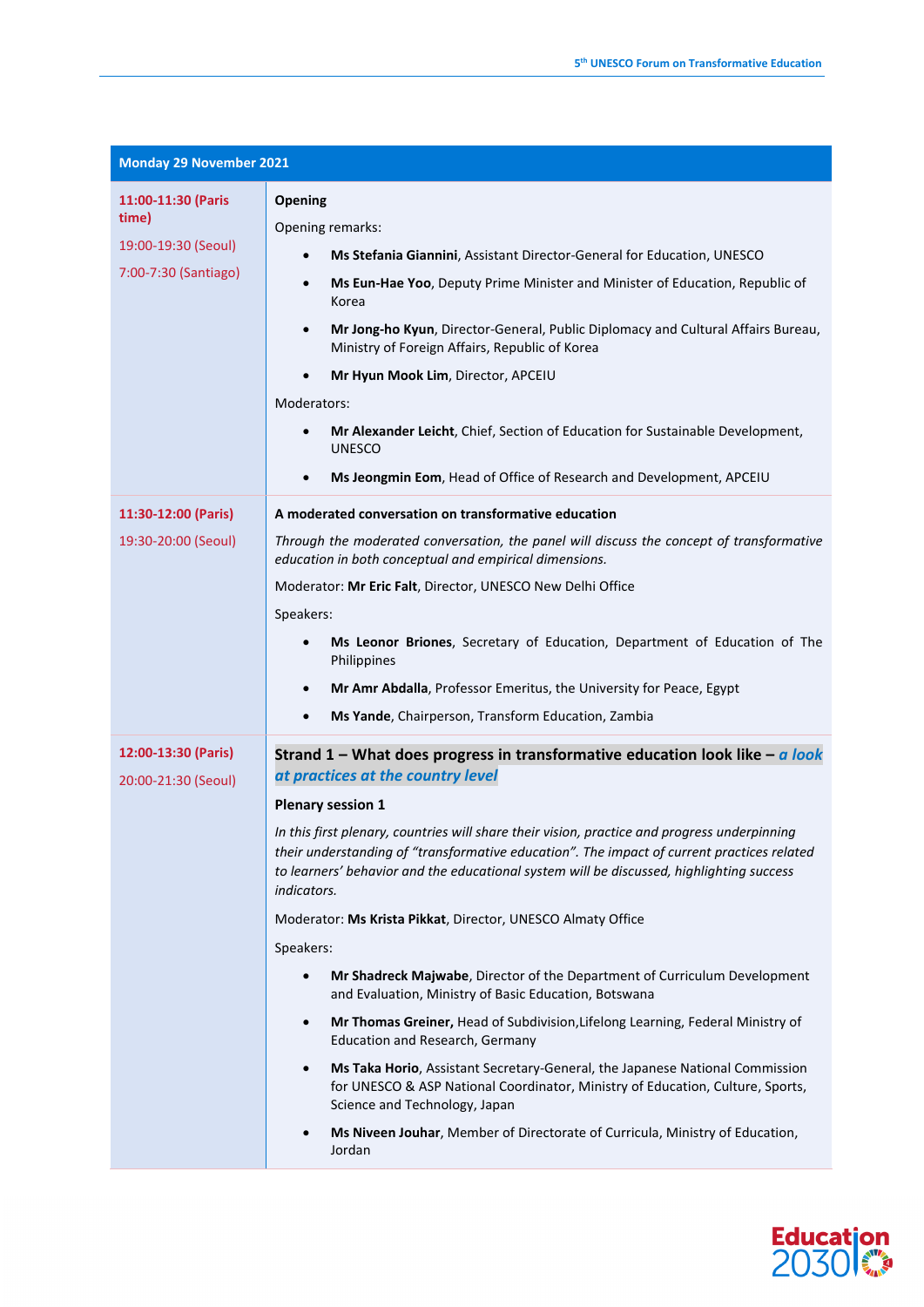| Monday 29 November 2021 | |
|---|---|
| **11:00-11:30 (Paris time)**<br><br>19:00-19:30 (Seoul)<br><br>7:00-7:30 (Santiago) | **Opening**<br><br>Opening remarks:<br><br>• **Ms Stefania Giannini**, Assistant Director-General for Education, UNESCO<br>• **Ms Eun-Hae Yoo**, Deputy Prime Minister and Minister of Education, Republic of Korea<br>• **Mr Jong-ho Kyun**, Director-General, Public Diplomacy and Cultural Affairs Bureau, Ministry of Foreign Affairs, Republic of Korea<br>• **Mr Hyun Mook Lim**, Director, APCEIU<br><br>Moderators:<br><br>• **Mr Alexander Leicht**, Chief, Section of Education for Sustainable Development, UNESCO<br>• **Ms Jeongmin Eom**, Head of Office of Research and Development, APCEIU |
| **11:30-12:00 (Paris)**<br><br>19:30-20:00 (Seoul) | **A moderated conversation on transformative education**<br><br>*Through the moderated conversation, the panel will discuss the concept of transformative education in both conceptual and empirical dimensions.*<br><br>Moderator: **Mr Eric Falt**, Director, UNESCO New Delhi Office<br><br>Speakers:<br><br>• **Ms Leonor Briones**, Secretary of Education, Department of Education of The Philippines<br>• **Mr Amr Abdalla**, Professor Emeritus, the University for Peace, Egypt<br>• **Ms Yande**, Chairperson, Transform Education, Zambia |
| **12:00-13:30 (Paris)**<br><br>20:00-21:30 (Seoul) | **Strand 1 – What does progress in transformative education look like – *a look at practices at the country level***<br><br>**Plenary session 1**<br><br>*In this first plenary, countries will share their vision, practice and progress underpinning their understanding of "transformative education". The impact of current practices related to learners' behavior and the educational system will be discussed, highlighting success indicators.*<br><br>Moderator: **Ms Krista Pikkat**, Director, UNESCO Almaty Office<br><br>Speakers:<br><br>• **Mr Shadreck Majwabe**, Director of the Department of Curriculum Development and Evaluation, Ministry of Basic Education, Botswana<br>• **Mr Thomas Greiner,** Head of Subdivision,Lifelong Learning, Federal Ministry of Education and Research, Germany<br>• **Ms Taka Horio**, Assistant Secretary-General, the Japanese National Commission for UNESCO & ASP National Coordinator, Ministry of Education, Culture, Sports, Science and Technology, Japan<br>• **Ms Niveen Jouhar**, Member of Directorate of Curricula, Ministry of Education, Jordan |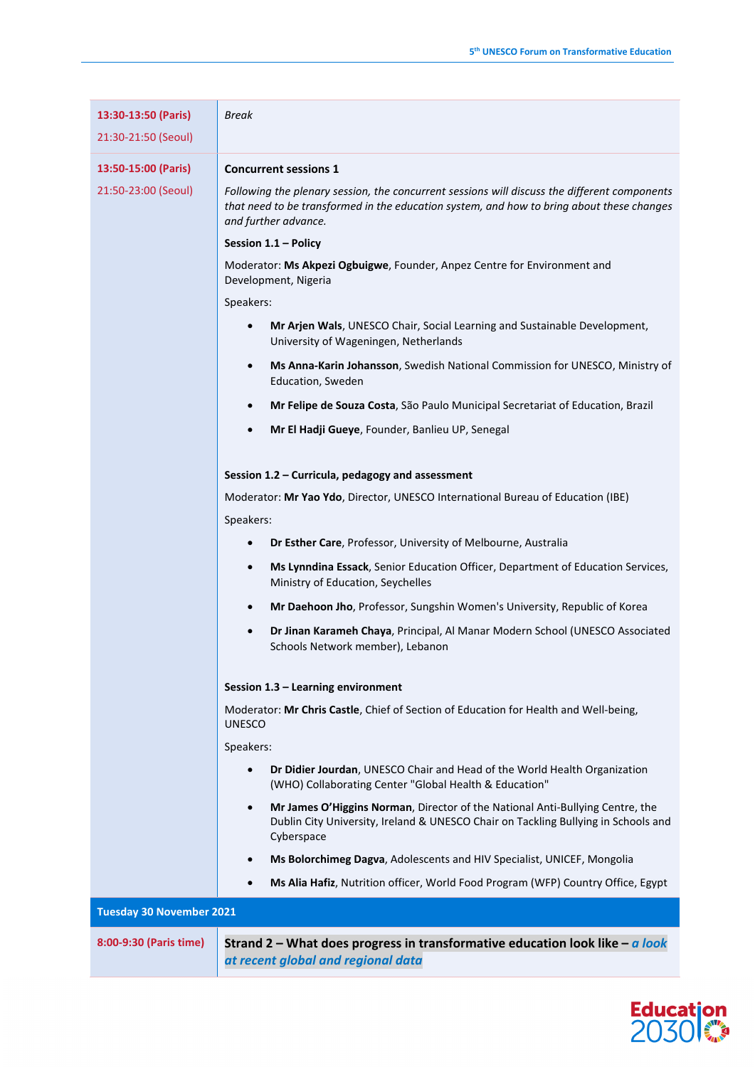| | |
|---|---|
| **13:30-13:50 (Paris)**<br>21:30-21:50 (Seoul) | *Break* |
| **13:50-15:00 (Paris)**<br>21:50-23:00 (Seoul) | **Concurrent sessions 1**<br><br>*Following the plenary session, the concurrent sessions will discuss the different components that need to be transformed in the education system, and how to bring about these changes and further advance.*<br><br>**Session 1.1 – Policy**<br><br>Moderator: **Ms Akpezi Ogbuigwe**, Founder, Anpez Centre for Environment and Development, Nigeria<br><br>Speakers:<br>• **Mr Arjen Wals**, UNESCO Chair, Social Learning and Sustainable Development, University of Wageningen, Netherlands<br>• **Ms Anna-Karin Johansson**, Swedish National Commission for UNESCO, Ministry of Education, Sweden<br>• **Mr Felipe de Souza Costa**, São Paulo Municipal Secretariat of Education, Brazil<br>• **Mr El Hadji Gueye**, Founder, Banlieu UP, Senegal<br><br>**Session 1.2 – Curricula, pedagogy and assessment**<br><br>Moderator: **Mr Yao Ydo**, Director, UNESCO International Bureau of Education (IBE)<br><br>Speakers:<br>• **Dr Esther Care**, Professor, University of Melbourne, Australia<br>• **Ms Lynndina Essack**, Senior Education Officer, Department of Education Services, Ministry of Education, Seychelles<br>• **Mr Daehoon Jho**, Professor, Sungshin Women's University, Republic of Korea<br>• **Dr Jinan Karameh Chaya**, Principal, Al Manar Modern School (UNESCO Associated Schools Network member), Lebanon<br><br>**Session 1.3 – Learning environment**<br><br>Moderator: **Mr Chris Castle**, Chief of Section of Education for Health and Well-being, UNESCO<br><br>Speakers:<br>• **Dr Didier Jourdan**, UNESCO Chair and Head of the World Health Organization (WHO) Collaborating Center "Global Health & Education"<br>• **Mr James O'Higgins Norman**, Director of the National Anti-Bullying Centre, the Dublin City University, Ireland & UNESCO Chair on Tackling Bullying in Schools and Cyberspace<br>• **Ms Bolorchimeg Dagva**, Adolescents and HIV Specialist, UNICEF, Mongolia<br>• **Ms Alia Hafiz**, Nutrition officer, World Food Program (WFP) Country Office, Egypt |
| **Tuesday 30 November 2021** | |
| **8:00-9:30 (Paris time)** | **Strand 2 – What does progress in transformative education look like – *a look at recent global and regional data*** |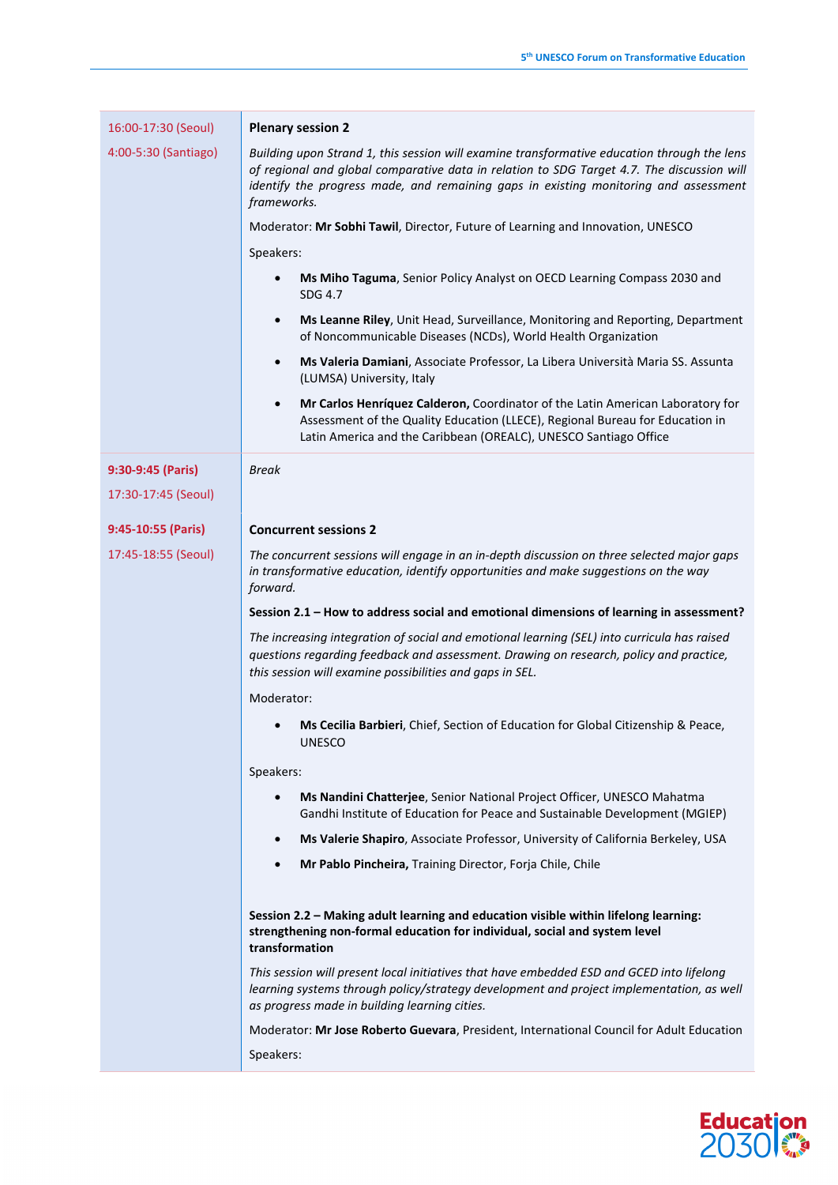| | |
|---|---|
| 16:00-17:30 (Seoul)<br><br>4:00-5:30 (Santiago) | **Plenary session 2**<br><br>*Building upon Strand 1, this session will examine transformative education through the lens of regional and global comparative data in relation to SDG Target 4.7. The discussion will identify the progress made, and remaining gaps in existing monitoring and assessment frameworks.*<br><br>Moderator: **Mr Sobhi Tawil**, Director, Future of Learning and Innovation, UNESCO<br><br>Speakers:<br><br>• **Ms Miho Taguma**, Senior Policy Analyst on OECD Learning Compass 2030 and SDG 4.7<br>• **Ms Leanne Riley**, Unit Head, Surveillance, Monitoring and Reporting, Department of Noncommunicable Diseases (NCDs), World Health Organization<br>• **Ms Valeria Damiani**, Associate Professor, La Libera Università Maria SS. Assunta (LUMSA) University, Italy<br>• **Mr Carlos Henríquez Calderon,** Coordinator of the Latin American Laboratory for Assessment of the Quality Education (LLECE), Regional Bureau for Education in Latin America and the Caribbean (OREALC), UNESCO Santiago Office |
| **9:30-9:45 (Paris)**<br><br>17:30-17:45 (Seoul) | *Break* |
| **9:45-10:55 (Paris)**<br><br>17:45-18:55 (Seoul) | **Concurrent sessions 2**<br><br>*The concurrent sessions will engage in an in-depth discussion on three selected major gaps in transformative education, identify opportunities and make suggestions on the way forward.*<br><br>**Session 2.1 – How to address social and emotional dimensions of learning in assessment?**<br><br>*The increasing integration of social and emotional learning (SEL) into curricula has raised questions regarding feedback and assessment. Drawing on research, policy and practice, this session will examine possibilities and gaps in SEL.*<br><br>Moderator:<br><br>• **Ms Cecilia Barbieri**, Chief, Section of Education for Global Citizenship & Peace, UNESCO<br><br>Speakers:<br><br>• **Ms Nandini Chatterjee**, Senior National Project Officer, UNESCO Mahatma Gandhi Institute of Education for Peace and Sustainable Development (MGIEP)<br>• **Ms Valerie Shapiro**, Associate Professor, University of California Berkeley, USA<br>• **Mr Pablo Pincheira,** Training Director, Forja Chile, Chile<br><br>**Session 2.2 – Making adult learning and education visible within lifelong learning: strengthening non-formal education for individual, social and system level transformation**<br><br>*This session will present local initiatives that have embedded ESD and GCED into lifelong learning systems through policy/strategy development and project implementation, as well as progress made in building learning cities.*<br><br>Moderator: **Mr Jose Roberto Guevara**, President, International Council for Adult Education<br><br>Speakers: |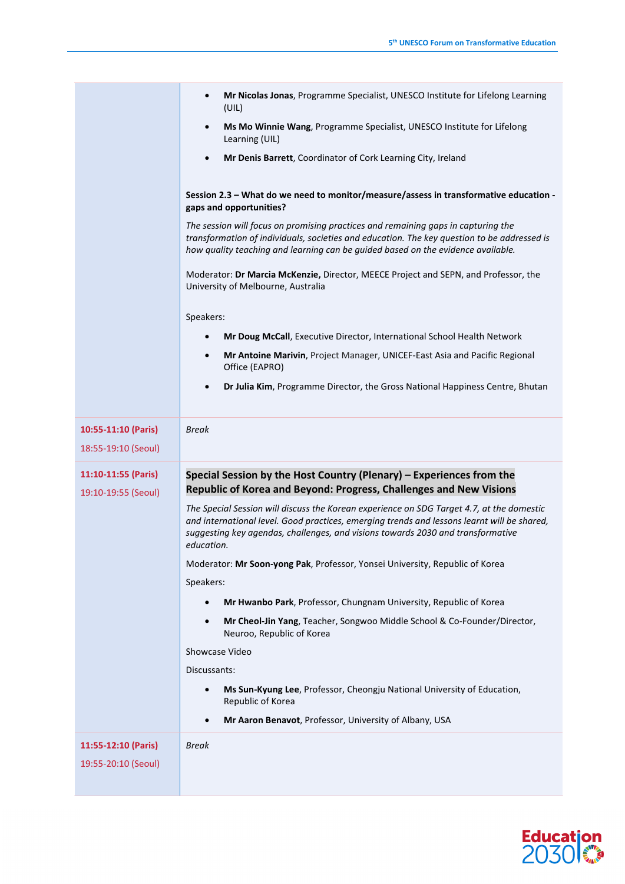| | |
|---|---|
| | • **Mr Nicolas Jonas**, Programme Specialist, UNESCO Institute for Lifelong Learning (UIL)<br>• **Ms Mo Winnie Wang**, Programme Specialist, UNESCO Institute for Lifelong Learning (UIL)<br>• **Mr Denis Barrett**, Coordinator of Cork Learning City, Ireland<br><br>**Session 2.3 – What do we need to monitor/measure/assess in transformative education - gaps and opportunities?**<br>*The session will focus on promising practices and remaining gaps in capturing the transformation of individuals, societies and education. The key question to be addressed is how quality teaching and learning can be guided based on the evidence available.*<br>Moderator: **Dr Marcia McKenzie,** Director, MEECE Project and SEPN, and Professor, the University of Melbourne, Australia<br>Speakers:<br>• **Mr Doug McCall**, Executive Director, International School Health Network<br>• **Mr Antoine Marivin**, Project Manager, UNICEF-East Asia and Pacific Regional Office (EAPRO)<br>• **Dr Julia Kim**, Programme Director, the Gross National Happiness Centre, Bhutan |
| **10:55-11:10 (Paris)**<br>18:55-19:10 (Seoul) | *Break* |
| **11:10-11:55 (Paris)**<br>19:10-19:55 (Seoul) | **Special Session by the Host Country (Plenary) – Experiences from the Republic of Korea and Beyond: Progress, Challenges and New Visions**<br>*The Special Session will discuss the Korean experience on SDG Target 4.7, at the domestic and international level. Good practices, emerging trends and lessons learnt will be shared, suggesting key agendas, challenges, and visions towards 2030 and transformative education.*<br>Moderator: **Mr Soon-yong Pak**, Professor, Yonsei University, Republic of Korea<br>Speakers:<br>• **Mr Hwanbo Park**, Professor, Chungnam University, Republic of Korea<br>• **Mr Cheol-Jin Yang**, Teacher, Songwoo Middle School & Co-Founder/Director, Neuroo, Republic of Korea<br>Showcase Video<br>Discussants:<br>• **Ms Sun-Kyung Lee**, Professor, Cheongju National University of Education, Republic of Korea<br>• **Mr Aaron Benavot**, Professor, University of Albany, USA |
| **11:55-12:10 (Paris)**<br>19:55-20:10 (Seoul) | *Break* |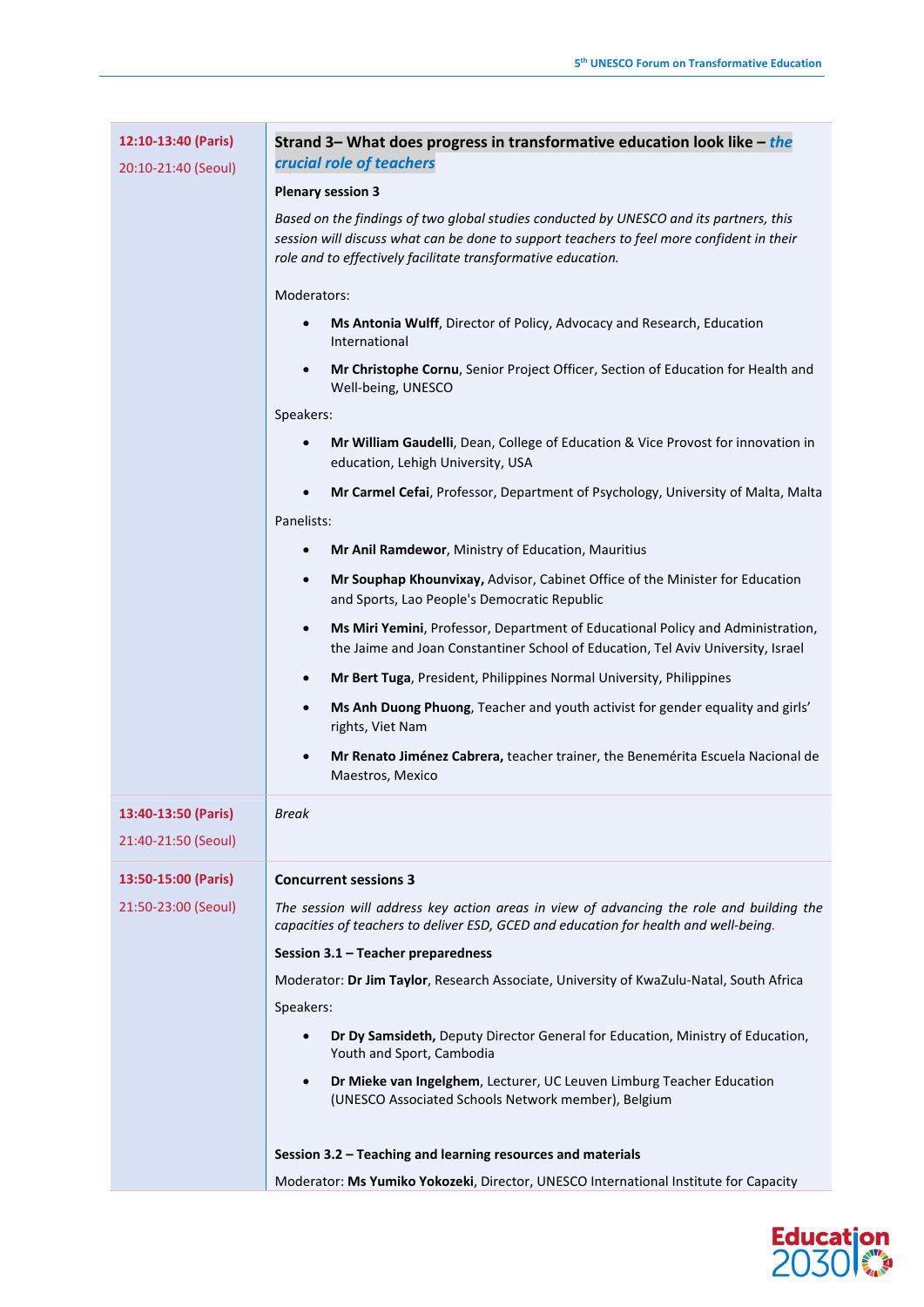| | |
|---|---|
| **12:10-13:40 (Paris)**<br>20:10-21:40 (Seoul) | **Strand 3– What does progress in transformative education look like – *the crucial role of teachers***<br><br>**Plenary session 3**<br><br>*Based on the findings of two global studies conducted by UNESCO and its partners, this session will discuss what can be done to support teachers to feel more confident in their role and to effectively facilitate transformative education.*<br><br>Moderators:<br>• **Ms Antonia Wulff**, Director of Policy, Advocacy and Research, Education International<br>• **Mr Christophe Cornu**, Senior Project Officer, Section of Education for Health and Well-being, UNESCO<br><br>Speakers:<br>• **Mr William Gaudelli**, Dean, College of Education & Vice Provost for innovation in education, Lehigh University, USA<br>• **Mr Carmel Cefai**, Professor, Department of Psychology, University of Malta, Malta<br><br>Panelists:<br>• **Mr Anil Ramdewor**, Ministry of Education, Mauritius<br>• **Mr Souphap Khounvixay,** Advisor, Cabinet Office of the Minister for Education and Sports, Lao People's Democratic Republic<br>• **Ms Miri Yemini**, Professor, Department of Educational Policy and Administration, the Jaime and Joan Constantiner School of Education, Tel Aviv University, Israel<br>• **Mr Bert Tuga**, President, Philippines Normal University, Philippines<br>• **Ms Anh Duong Phuong**, Teacher and youth activist for gender equality and girls' rights, Viet Nam<br>• **Mr Renato Jiménez Cabrera,** teacher trainer, the Benemérita Escuela Nacional de Maestros, Mexico |
| **13:40-13:50 (Paris)**<br>21:40-21:50 (Seoul) | *Break* |
| **13:50-15:00 (Paris)**<br>21:50-23:00 (Seoul) | **Concurrent sessions 3**<br><br>*The session will address key action areas in view of advancing the role and building the capacities of teachers to deliver ESD, GCED and education for health and well-being.*<br><br>**Session 3.1 – Teacher preparedness**<br><br>Moderator: **Dr Jim Taylor**, Research Associate, University of KwaZulu-Natal, South Africa<br><br>Speakers:<br>• **Dr Dy Samsideth,** Deputy Director General for Education, Ministry of Education, Youth and Sport, Cambodia<br>• **Dr Mieke van Ingelghem**, Lecturer, UC Leuven Limburg Teacher Education (UNESCO Associated Schools Network member), Belgium<br><br>**Session 3.2 – Teaching and learning resources and materials**<br><br>Moderator: **Ms Yumiko Yokozeki**, Director, UNESCO International Institute for Capacity |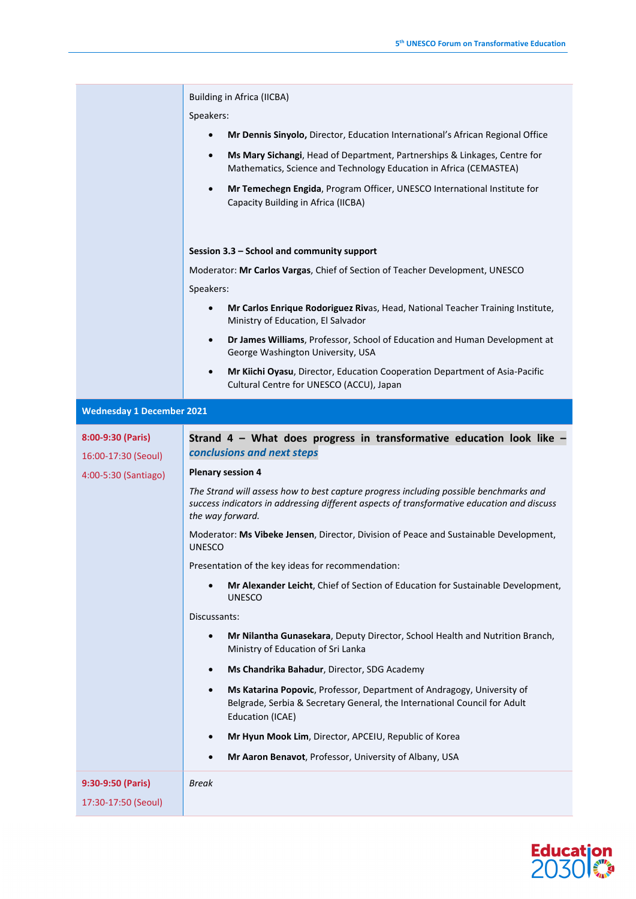Building in Africa (IICBA)

Speakers:

- **Mr Dennis Sinyolo,** Director, Education International's African Regional Office
- **Ms Mary Sichangi**, Head of Department, Partnerships & Linkages, Centre for Mathematics, Science and Technology Education in Africa (CEMASTEA)
- **Mr Temechegn Engida**, Program Officer, UNESCO International Institute for Capacity Building in Africa (IICBA)

**Session 3.3 – School and community support**

Moderator: **Mr Carlos Vargas**, Chief of Section of Teacher Development, UNESCO

Speakers:

- **Mr Carlos Enrique Rodoriguez Riv**as, Head, National Teacher Training Institute, Ministry of Education, El Salvador
- **Dr James Williams**, Professor, School of Education and Human Development at George Washington University, USA
- **Mr Kiichi Oyasu**, Director, Education Cooperation Department of Asia-Pacific Cultural Centre for UNESCO (ACCU), Japan

## Wednesday 1 December 2021

**8:00-9:30 (Paris)**
16:00-17:30 (Seoul)
4:00-5:30 (Santiago)

**Strand 4 – What does progress in transformative education look like – *conclusions and next steps***

**Plenary session 4**

*The Strand will assess how to best capture progress including possible benchmarks and success indicators in addressing different aspects of transformative education and discuss the way forward.*

Moderator: **Ms Vibeke Jensen**, Director, Division of Peace and Sustainable Development, UNESCO

Presentation of the key ideas for recommendation:

- **Mr Alexander Leicht**, Chief of Section of Education for Sustainable Development, UNESCO

Discussants:

- **Mr Nilantha Gunasekara**, Deputy Director, School Health and Nutrition Branch, Ministry of Education of Sri Lanka
- **Ms Chandrika Bahadur**, Director, SDG Academy
- **Ms Katarina Popovic**, Professor, Department of Andragogy, University of Belgrade, Serbia & Secretary General, the International Council for Adult Education (ICAE)
- **Mr Hyun Mook Lim**, Director, APCEIU, Republic of Korea
- **Mr Aaron Benavot**, Professor, University of Albany, USA

**9:30-9:50 (Paris)**
17:30-17:50 (Seoul)

*Break*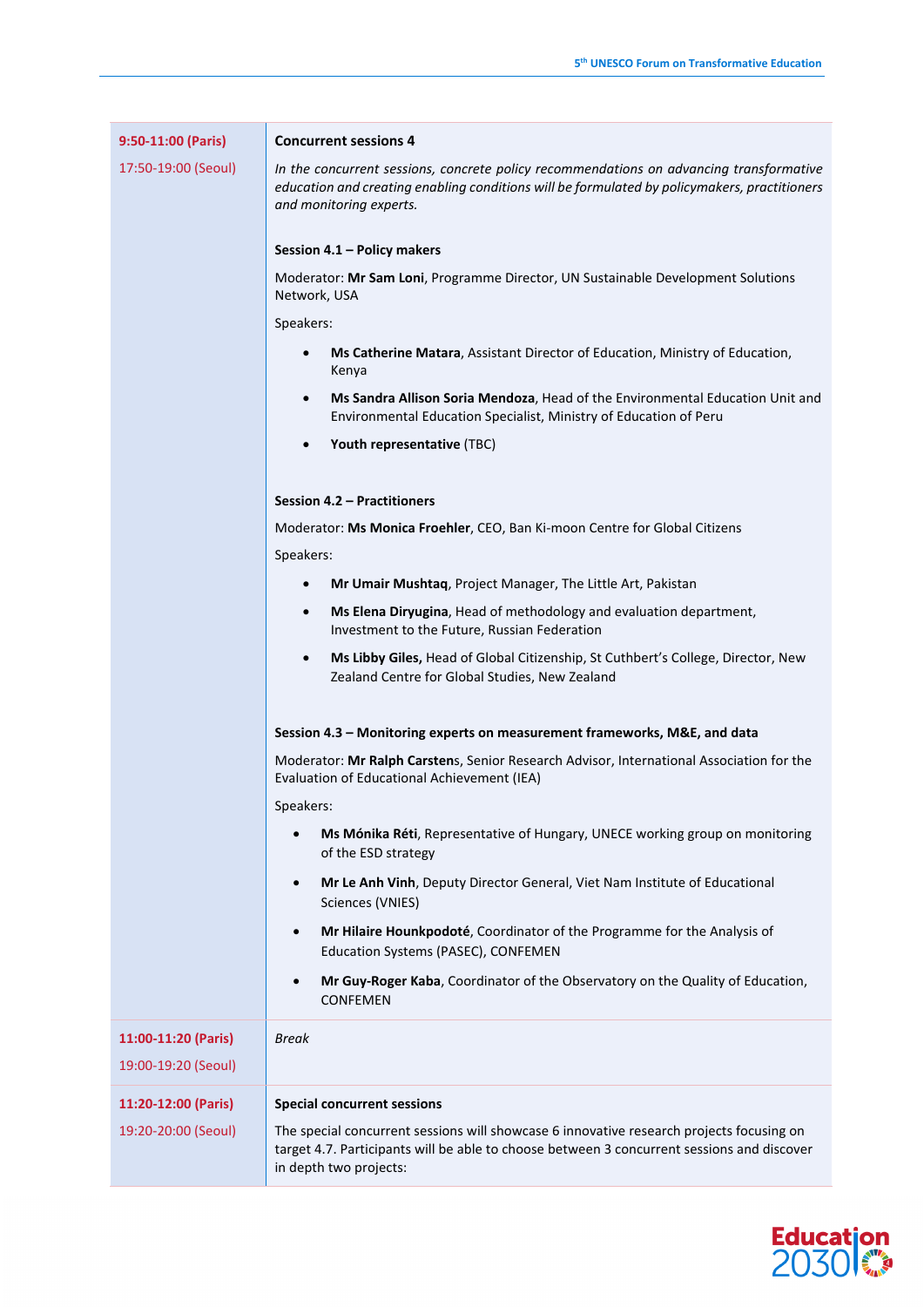| | |
|---|---|
| **9:50-11:00 (Paris)**<br><br>17:50-19:00 (Seoul) | **Concurrent sessions 4**<br><br>*In the concurrent sessions, concrete policy recommendations on advancing transformative education and creating enabling conditions will be formulated by policymakers, practitioners and monitoring experts.*<br><br>**Session 4.1 – Policy makers**<br><br>Moderator: **Mr Sam Loni**, Programme Director, UN Sustainable Development Solutions Network, USA<br><br>Speakers:<br><br>• **Ms Catherine Matara**, Assistant Director of Education, Ministry of Education, Kenya<br>• **Ms Sandra Allison Soria Mendoza**, Head of the Environmental Education Unit and Environmental Education Specialist, Ministry of Education of Peru<br>• **Youth representative** (TBC)<br><br>**Session 4.2 – Practitioners**<br><br>Moderator: **Ms Monica Froehler**, CEO, Ban Ki-moon Centre for Global Citizens<br><br>Speakers:<br><br>• **Mr Umair Mushtaq**, Project Manager, The Little Art, Pakistan<br>• **Ms Elena Diryugina**, Head of methodology and evaluation department, Investment to the Future, Russian Federation<br>• **Ms Libby Giles,** Head of Global Citizenship, St Cuthbert's College, Director, New Zealand Centre for Global Studies, New Zealand<br><br>**Session 4.3 – Monitoring experts on measurement frameworks, M&E, and data**<br><br>Moderator: **Mr Ralph Carstens**, Senior Research Advisor, International Association for the Evaluation of Educational Achievement (IEA)<br><br>Speakers:<br><br>• **Ms Mónika Réti**, Representative of Hungary, UNECE working group on monitoring of the ESD strategy<br>• **Mr Le Anh Vinh**, Deputy Director General, Viet Nam Institute of Educational Sciences (VNIES)<br>• **Mr Hilaire Hounkpodoté**, Coordinator of the Programme for the Analysis of Education Systems (PASEC), CONFEMEN<br>• **Mr Guy-Roger Kaba**, Coordinator of the Observatory on the Quality of Education, CONFEMEN |
| **11:00-11:20 (Paris)**<br><br>19:00-19:20 (Seoul) | *Break* |
| **11:20-12:00 (Paris)**<br><br>19:20-20:00 (Seoul) | **Special concurrent sessions**<br><br>The special concurrent sessions will showcase 6 innovative research projects focusing on target 4.7. Participants will be able to choose between 3 concurrent sessions and discover in depth two projects: |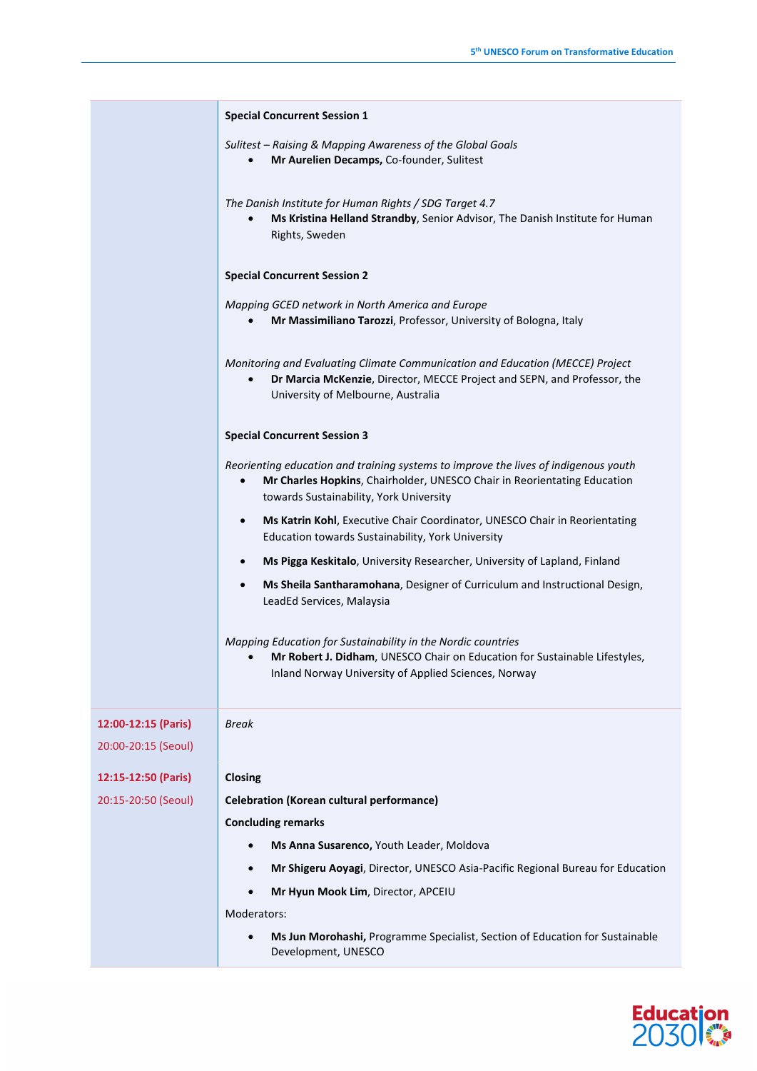| | |
|---|---|
| | **Special Concurrent Session 1**<br><br>*Sulitest – Raising & Mapping Awareness of the Global Goals*<br>• **Mr Aurelien Decamps,** Co-founder, Sulitest<br><br>*The Danish Institute for Human Rights / SDG Target 4.7*<br>• **Ms Kristina Helland Strandby**, Senior Advisor, The Danish Institute for Human Rights, Sweden<br><br>**Special Concurrent Session 2**<br><br>*Mapping GCED network in North America and Europe*<br>• **Mr Massimiliano Tarozzi**, Professor, University of Bologna, Italy<br><br>*Monitoring and Evaluating Climate Communication and Education (MECCE) Project*<br>• **Dr Marcia McKenzie**, Director, MECCE Project and SEPN, and Professor, the University of Melbourne, Australia<br><br>**Special Concurrent Session 3**<br><br>*Reorienting education and training systems to improve the lives of indigenous youth*<br>• **Mr Charles Hopkins**, Chairholder, UNESCO Chair in Reorientating Education towards Sustainability, York University<br>• **Ms Katrin Kohl**, Executive Chair Coordinator, UNESCO Chair in Reorientating Education towards Sustainability, York University<br>• **Ms Pigga Keskitalo**, University Researcher, University of Lapland, Finland<br>• **Ms Sheila Santharamohana**, Designer of Curriculum and Instructional Design, LeadEd Services, Malaysia<br><br>*Mapping Education for Sustainability in the Nordic countries*<br>• **Mr Robert J. Didham**, UNESCO Chair on Education for Sustainable Lifestyles, Inland Norway University of Applied Sciences, Norway |
| **12:00-12:15 (Paris)**<br>20:00-20:15 (Seoul) | *Break* |
| **12:15-12:50 (Paris)**<br>20:15-20:50 (Seoul) | **Closing**<br>**Celebration (Korean cultural performance)**<br>**Concluding remarks**<br>• **Ms Anna Susarenco,** Youth Leader, Moldova<br>• **Mr Shigeru Aoyagi**, Director, UNESCO Asia-Pacific Regional Bureau for Education<br>• **Mr Hyun Mook Lim**, Director, APCEIU<br><br>Moderators:<br>• **Ms Jun Morohashi,** Programme Specialist, Section of Education for Sustainable Development, UNESCO |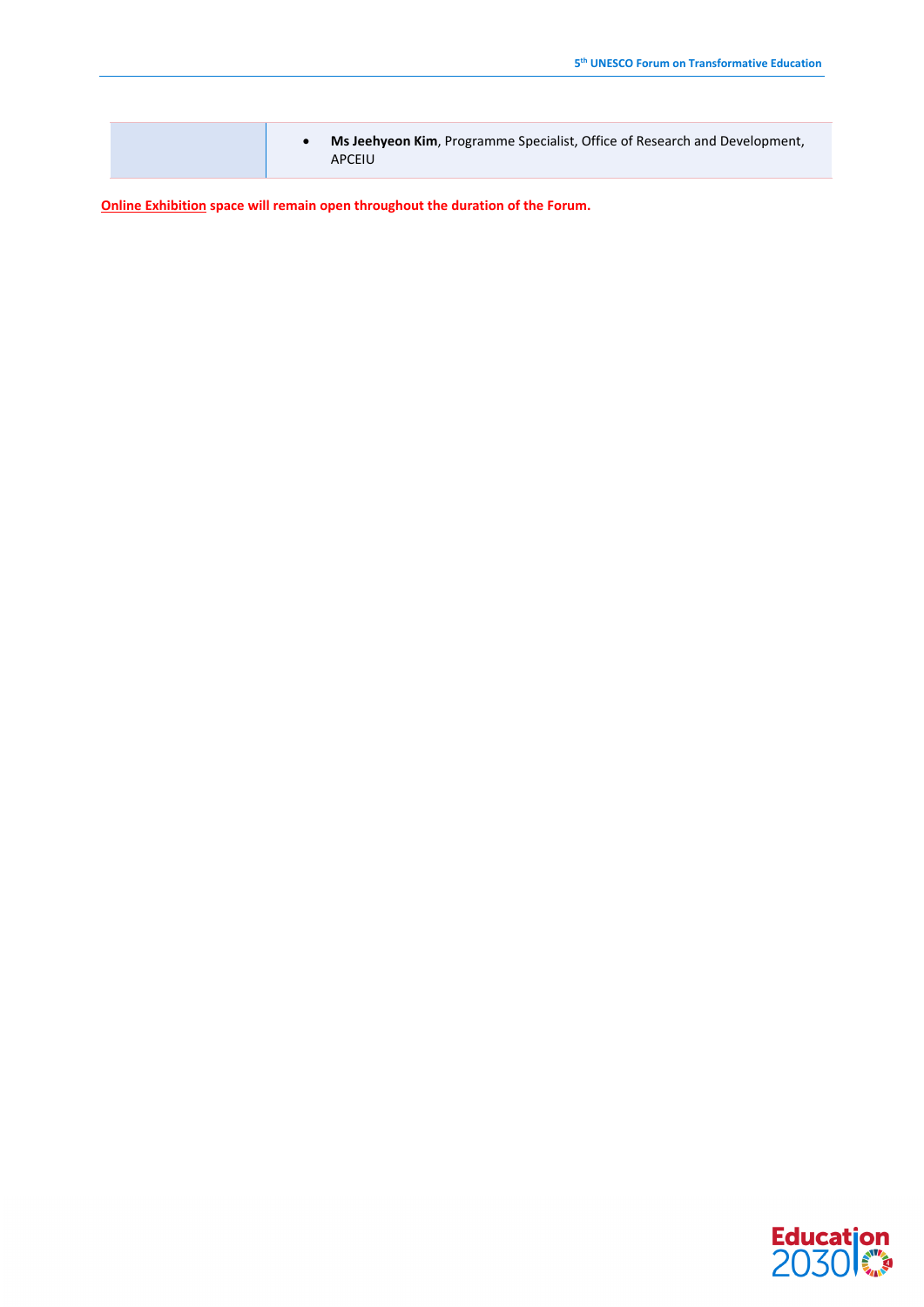| | |
|---|---|
| | • **Ms Jeehyeon Kim**, Programme Specialist, Office of Research and Development, APCEIU |

**Online Exhibition space will remain open throughout the duration of the Forum.**